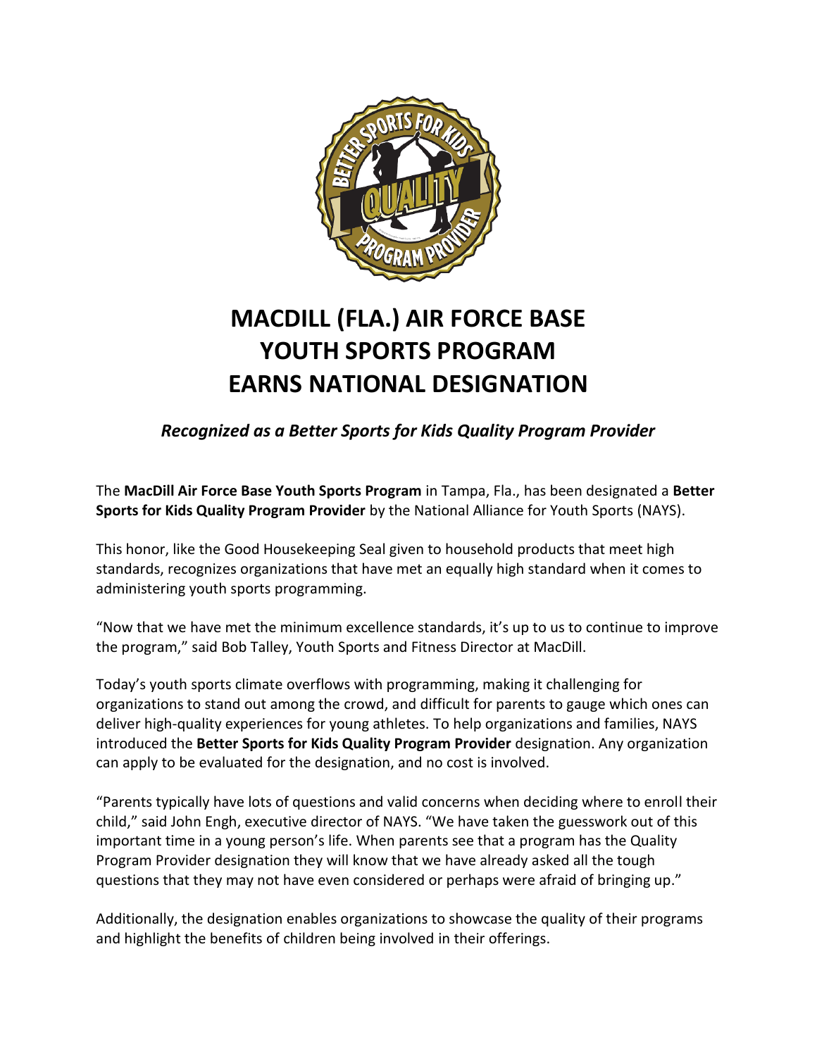# MACDILL (FLA.) AIR FORCE BASE YOUTH SPORTS PROGRAM EARNS NATIONAL DESIGNATION

***Recognized as a Better Sports for Kids Quality Program Provider***

The **MacDill Air Force Base Youth Sports Program** in Tampa, Fla., has been designated a **Better Sports for Kids Quality Program Provider** by the National Alliance for Youth Sports (NAYS).

This honor, like the Good Housekeeping Seal given to household products that meet high standards, recognizes organizations that have met an equally high standard when it comes to administering youth sports programming.

"Now that we have met the minimum excellence standards, it's up to us to continue to improve the program," said Bob Talley, Youth Sports and Fitness Director at MacDill.

Today's youth sports climate overflows with programming, making it challenging for organizations to stand out among the crowd, and difficult for parents to gauge which ones can deliver high-quality experiences for young athletes. To help organizations and families, NAYS introduced the **Better Sports for Kids Quality Program Provider** designation. Any organization can apply to be evaluated for the designation, and no cost is involved.

"Parents typically have lots of questions and valid concerns when deciding where to enroll their child," said John Engh, executive director of NAYS. "We have taken the guesswork out of this important time in a young person's life. When parents see that a program has the Quality Program Provider designation they will know that we have already asked all the tough questions that they may not have even considered or perhaps were afraid of bringing up."

Additionally, the designation enables organizations to showcase the quality of their programs and highlight the benefits of children being involved in their offerings.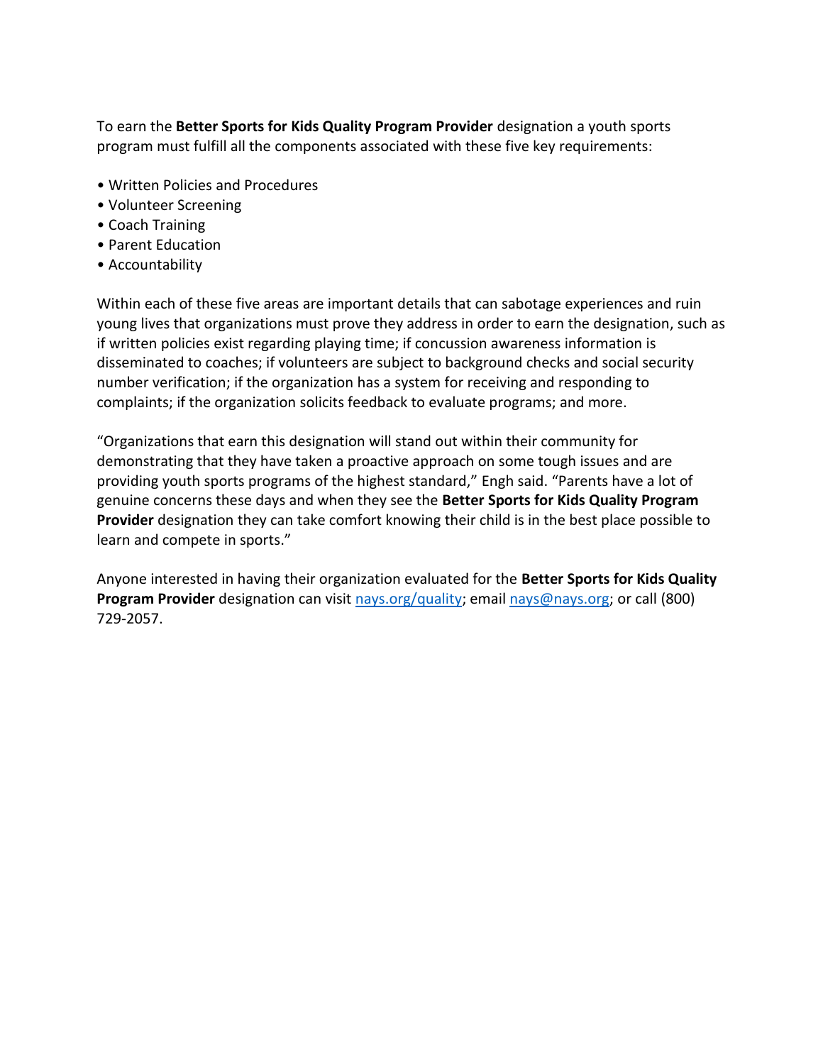To earn the **Better Sports for Kids Quality Program Provider** designation a youth sports program must fulfill all the components associated with these five key requirements:

- Written Policies and Procedures
- Volunteer Screening
- Coach Training
- Parent Education
- Accountability

Within each of these five areas are important details that can sabotage experiences and ruin young lives that organizations must prove they address in order to earn the designation, such as if written policies exist regarding playing time; if concussion awareness information is disseminated to coaches; if volunteers are subject to background checks and social security number verification; if the organization has a system for receiving and responding to complaints; if the organization solicits feedback to evaluate programs; and more.

"Organizations that earn this designation will stand out within their community for demonstrating that they have taken a proactive approach on some tough issues and are providing youth sports programs of the highest standard," Engh said. "Parents have a lot of genuine concerns these days and when they see the **Better Sports for Kids Quality Program Provider** designation they can take comfort knowing their child is in the best place possible to learn and compete in sports."

Anyone interested in having their organization evaluated for the **Better Sports for Kids Quality Program Provider** designation can visit [nays.org/quality](nays.org/quality); email [nays@nays.org](mailto:nays@nays.org); or call (800) 729-2057.